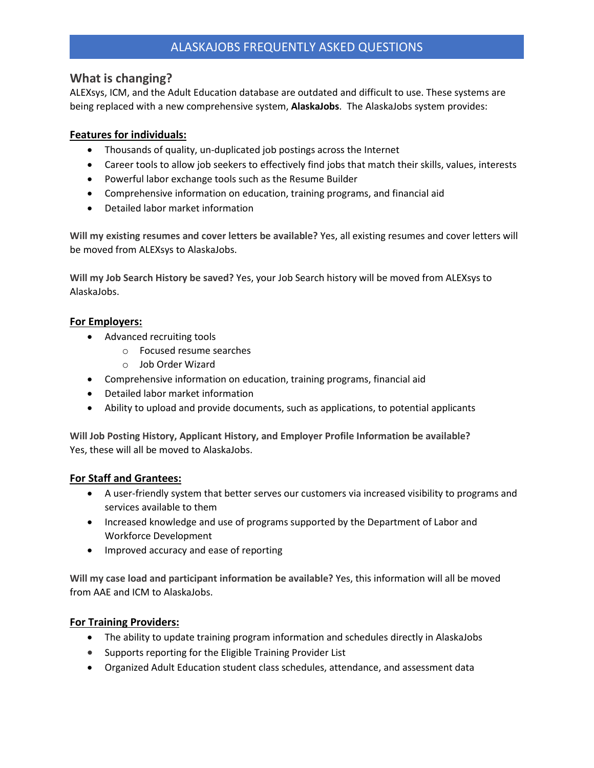# ALASKAJOBS FREQUENTLY ASKED QUESTIONS

## What is changing?

ALEXsys, ICM, and the Adult Education database are outdated and difficult to use. These systems are being replaced with a new comprehensive system, **AlaskaJobs**. The AlaskaJobs system provides:

### Features for individuals:

- Thousands of quality, un-duplicated job postings across the Internet
- Career tools to allow job seekers to effectively find jobs that match their skills, values, interests
- Powerful labor exchange tools such as the Resume Builder
- Comprehensive information on education, training programs, and financial aid
- Detailed labor market information

**Will my existing resumes and cover letters be available?** Yes, all existing resumes and cover letters will be moved from ALEXsys to AlaskaJobs.

**Will my Job Search History be saved?** Yes, your Job Search history will be moved from ALEXsys to AlaskaJobs.

### For Employers:

- Advanced recruiting tools
  - Focused resume searches
  - Job Order Wizard
- Comprehensive information on education, training programs, financial aid
- Detailed labor market information
- Ability to upload and provide documents, such as applications, to potential applicants

**Will Job Posting History, Applicant History, and Employer Profile Information be available?** Yes, these will all be moved to AlaskaJobs.

### For Staff and Grantees:

- A user-friendly system that better serves our customers via increased visibility to programs and services available to them
- Increased knowledge and use of programs supported by the Department of Labor and Workforce Development
- Improved accuracy and ease of reporting

**Will my case load and participant information be available?** Yes, this information will all be moved from AAE and ICM to AlaskaJobs.

### For Training Providers:

- The ability to update training program information and schedules directly in AlaskaJobs
- Supports reporting for the Eligible Training Provider List
- Organized Adult Education student class schedules, attendance, and assessment data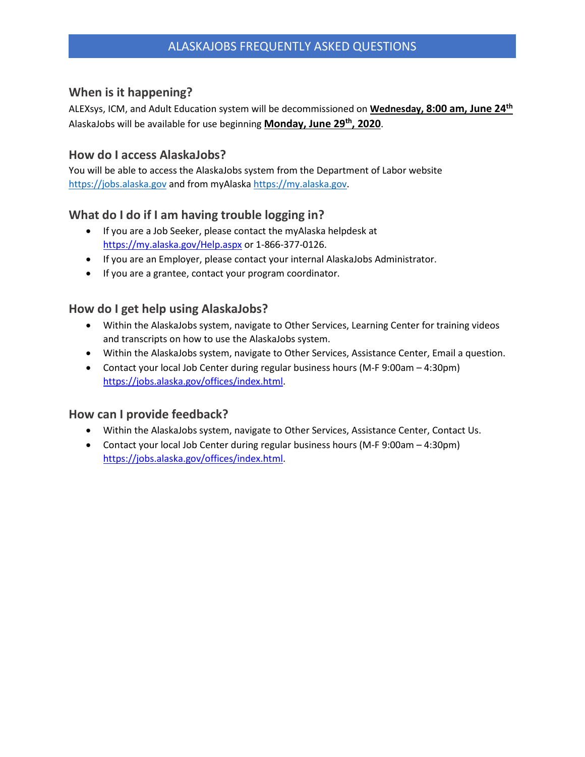# ALASKAJOBS FREQUENTLY ASKED QUESTIONS

## When is it happening?

ALEXsys, ICM, and Adult Education system will be decommissioned on **Wednesday, 8:00 am, June 24th**
AlaskaJobs will be available for use beginning **Monday, June 29th, 2020**.

## How do I access AlaskaJobs?

You will be able to access the AlaskaJobs system from the Department of Labor website https://jobs.alaska.gov and from myAlaska https://my.alaska.gov.

## What do I do if I am having trouble logging in?

- If you are a Job Seeker, please contact the myAlaska helpdesk at https://my.alaska.gov/Help.aspx or 1-866-377-0126.
- If you are an Employer, please contact your internal AlaskaJobs Administrator.
- If you are a grantee, contact your program coordinator.

## How do I get help using AlaskaJobs?

- Within the AlaskaJobs system, navigate to Other Services, Learning Center for training videos and transcripts on how to use the AlaskaJobs system.
- Within the AlaskaJobs system, navigate to Other Services, Assistance Center, Email a question.
- Contact your local Job Center during regular business hours (M-F 9:00am – 4:30pm) https://jobs.alaska.gov/offices/index.html.

## How can I provide feedback?

- Within the AlaskaJobs system, navigate to Other Services, Assistance Center, Contact Us.
- Contact your local Job Center during regular business hours (M-F 9:00am – 4:30pm) https://jobs.alaska.gov/offices/index.html.